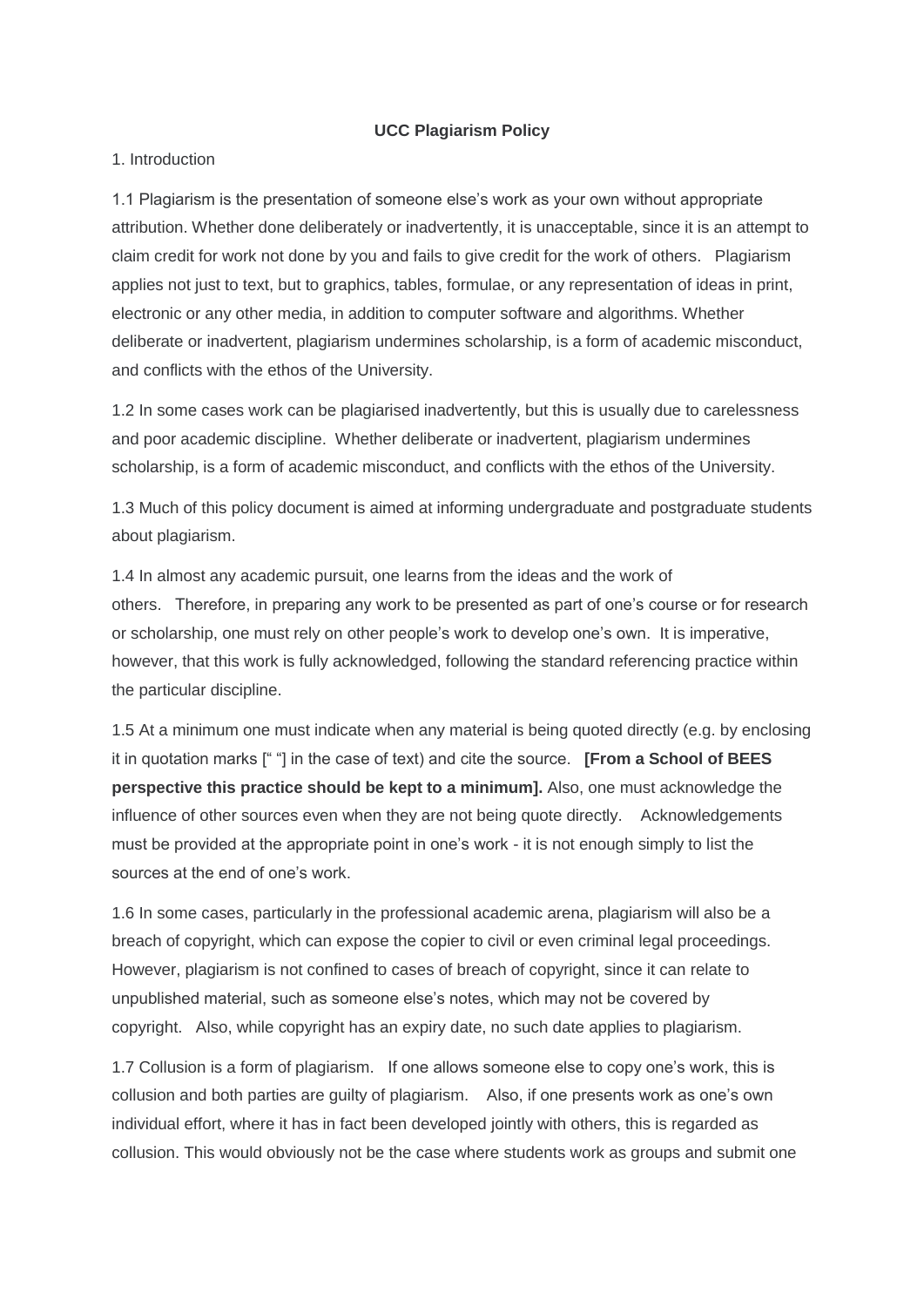# UCC Plagiarism Policy

1. Introduction

1.1 Plagiarism is the presentation of someone else's work as your own without appropriate attribution. Whether done deliberately or inadvertently, it is unacceptable, since it is an attempt to claim credit for work not done by you and fails to give credit for the work of others. Plagiarism applies not just to text, but to graphics, tables, formulae, or any representation of ideas in print, electronic or any other media, in addition to computer software and algorithms. Whether deliberate or inadvertent, plagiarism undermines scholarship, is a form of academic misconduct, and conflicts with the ethos of the University.

1.2 In some cases work can be plagiarised inadvertently, but this is usually due to carelessness and poor academic discipline. Whether deliberate or inadvertent, plagiarism undermines scholarship, is a form of academic misconduct, and conflicts with the ethos of the University.

1.3 Much of this policy document is aimed at informing undergraduate and postgraduate students about plagiarism.

1.4 In almost any academic pursuit, one learns from the ideas and the work of others. Therefore, in preparing any work to be presented as part of one's course or for research or scholarship, one must rely on other people's work to develop one's own. It is imperative, however, that this work is fully acknowledged, following the standard referencing practice within the particular discipline.

1.5 At a minimum one must indicate when any material is being quoted directly (e.g. by enclosing it in quotation marks [" "] in the case of text) and cite the source. **[From a School of BEES perspective this practice should be kept to a minimum].** Also, one must acknowledge the influence of other sources even when they are not being quote directly. Acknowledgements must be provided at the appropriate point in one's work - it is not enough simply to list the sources at the end of one's work.

1.6 In some cases, particularly in the professional academic arena, plagiarism will also be a breach of copyright, which can expose the copier to civil or even criminal legal proceedings. However, plagiarism is not confined to cases of breach of copyright, since it can relate to unpublished material, such as someone else's notes, which may not be covered by copyright. Also, while copyright has an expiry date, no such date applies to plagiarism.

1.7 Collusion is a form of plagiarism. If one allows someone else to copy one's work, this is collusion and both parties are guilty of plagiarism. Also, if one presents work as one's own individual effort, where it has in fact been developed jointly with others, this is regarded as collusion. This would obviously not be the case where students work as groups and submit one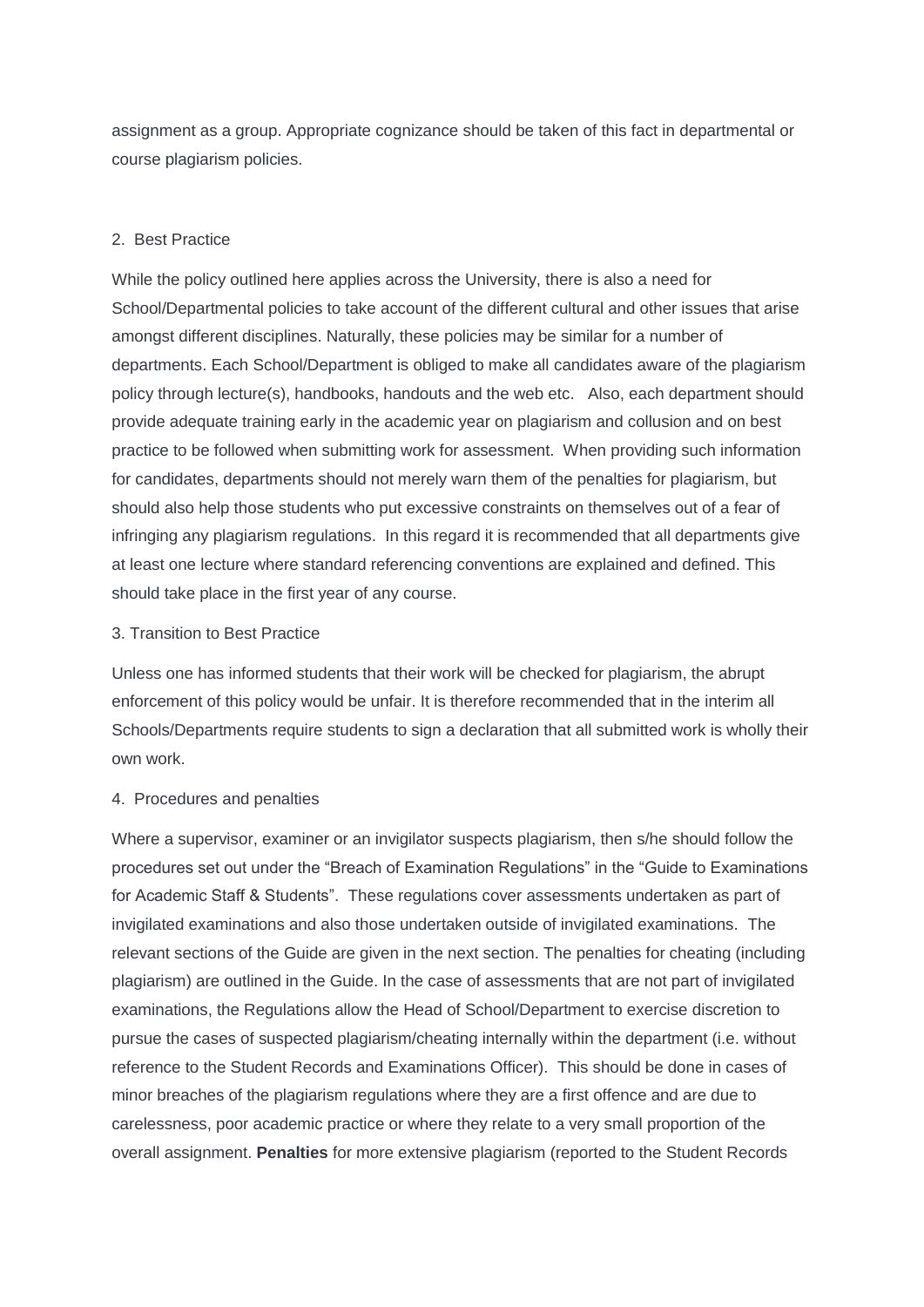assignment as a group. Appropriate cognizance should be taken of this fact in departmental or course plagiarism policies.

## 2. Best Practice

While the policy outlined here applies across the University, there is also a need for School/Departmental policies to take account of the different cultural and other issues that arise amongst different disciplines. Naturally, these policies may be similar for a number of departments. Each School/Department is obliged to make all candidates aware of the plagiarism policy through lecture(s), handbooks, handouts and the web etc. Also, each department should provide adequate training early in the academic year on plagiarism and collusion and on best practice to be followed when submitting work for assessment. When providing such information for candidates, departments should not merely warn them of the penalties for plagiarism, but should also help those students who put excessive constraints on themselves out of a fear of infringing any plagiarism regulations. In this regard it is recommended that all departments give at least one lecture where standard referencing conventions are explained and defined. This should take place in the first year of any course.

## 3. Transition to Best Practice

Unless one has informed students that their work will be checked for plagiarism, the abrupt enforcement of this policy would be unfair. It is therefore recommended that in the interim all Schools/Departments require students to sign a declaration that all submitted work is wholly their own work.

## 4. Procedures and penalties

Where a supervisor, examiner or an invigilator suspects plagiarism, then s/he should follow the procedures set out under the "Breach of Examination Regulations" in the "Guide to Examinations for Academic Staff & Students". These regulations cover assessments undertaken as part of invigilated examinations and also those undertaken outside of invigilated examinations. The relevant sections of the Guide are given in the next section. The penalties for cheating (including plagiarism) are outlined in the Guide. In the case of assessments that are not part of invigilated examinations, the Regulations allow the Head of School/Department to exercise discretion to pursue the cases of suspected plagiarism/cheating internally within the department (i.e. without reference to the Student Records and Examinations Officer). This should be done in cases of minor breaches of the plagiarism regulations where they are a first offence and are due to carelessness, poor academic practice or where they relate to a very small proportion of the overall assignment. **Penalties** for more extensive plagiarism (reported to the Student Records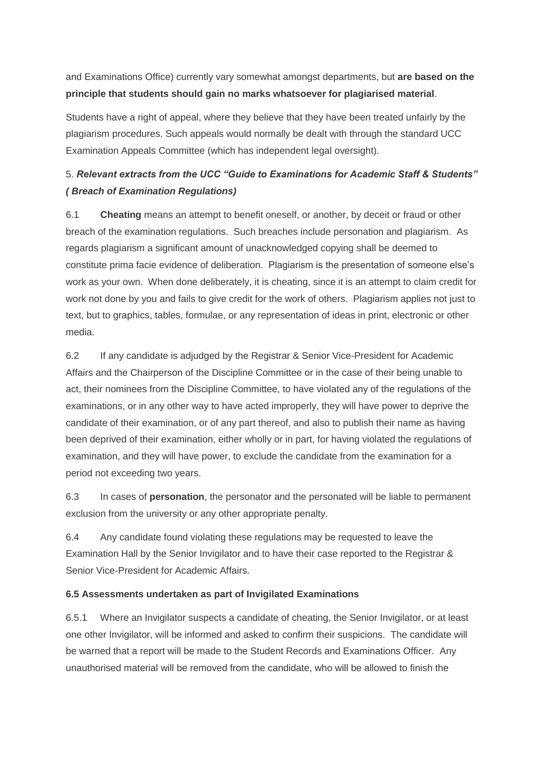and Examinations Office) currently vary somewhat amongst departments, but **are based on the principle that students should gain no marks whatsoever for plagiarised material**.

Students have a right of appeal, where they believe that they have been treated unfairly by the plagiarism procedures. Such appeals would normally be dealt with through the standard UCC Examination Appeals Committee (which has independent legal oversight).

### 5. ***Relevant extracts from the UCC "Guide to Examinations for Academic Staff & Students" ( Breach of Examination Regulations)***

6.1 **Cheating** means an attempt to benefit oneself, or another, by deceit or fraud or other breach of the examination regulations. Such breaches include personation and plagiarism. As regards plagiarism a significant amount of unacknowledged copying shall be deemed to constitute prima facie evidence of deliberation. Plagiarism is the presentation of someone else's work as your own. When done deliberately, it is cheating, since it is an attempt to claim credit for work not done by you and fails to give credit for the work of others. Plagiarism applies not just to text, but to graphics, tables, formulae, or any representation of ideas in print, electronic or other media.

6.2 If any candidate is adjudged by the Registrar & Senior Vice-President for Academic Affairs and the Chairperson of the Discipline Committee or in the case of their being unable to act, their nominees from the Discipline Committee, to have violated any of the regulations of the examinations, or in any other way to have acted improperly, they will have power to deprive the candidate of their examination, or of any part thereof, and also to publish their name as having been deprived of their examination, either wholly or in part, for having violated the regulations of examination, and they will have power, to exclude the candidate from the examination for a period not exceeding two years.

6.3 In cases of **personation**, the personator and the personated will be liable to permanent exclusion from the university or any other appropriate penalty.

6.4 Any candidate found violating these regulations may be requested to leave the Examination Hall by the Senior Invigilator and to have their case reported to the Registrar & Senior Vice-President for Academic Affairs.

**6.5 Assessments undertaken as part of Invigilated Examinations**

6.5.1 Where an Invigilator suspects a candidate of cheating, the Senior Invigilator, or at least one other Invigilator, will be informed and asked to confirm their suspicions. The candidate will be warned that a report will be made to the Student Records and Examinations Officer. Any unauthorised material will be removed from the candidate, who will be allowed to finish the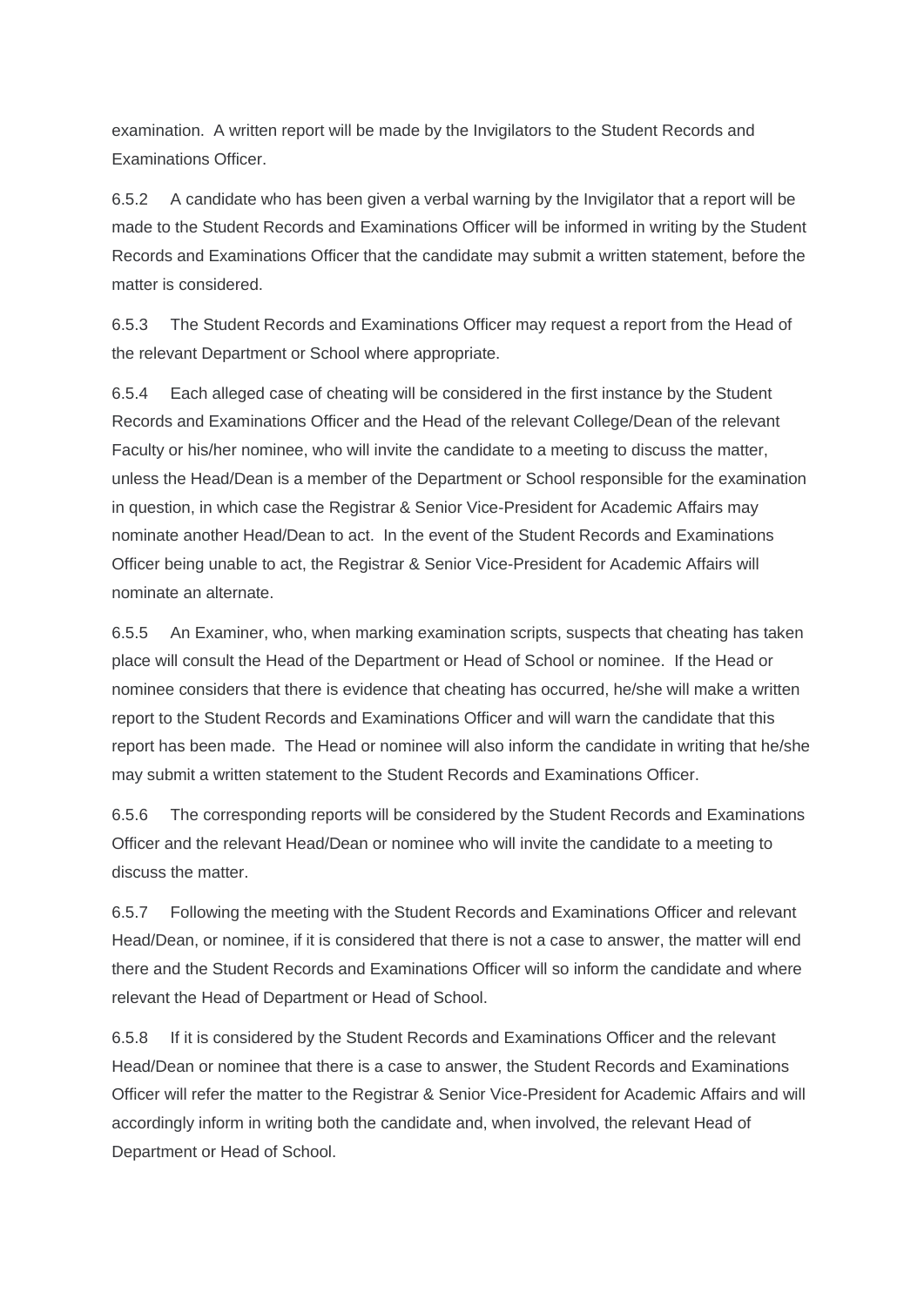examination. A written report will be made by the Invigilators to the Student Records and Examinations Officer.

6.5.2 A candidate who has been given a verbal warning by the Invigilator that a report will be made to the Student Records and Examinations Officer will be informed in writing by the Student Records and Examinations Officer that the candidate may submit a written statement, before the matter is considered.

6.5.3 The Student Records and Examinations Officer may request a report from the Head of the relevant Department or School where appropriate.

6.5.4 Each alleged case of cheating will be considered in the first instance by the Student Records and Examinations Officer and the Head of the relevant College/Dean of the relevant Faculty or his/her nominee, who will invite the candidate to a meeting to discuss the matter, unless the Head/Dean is a member of the Department or School responsible for the examination in question, in which case the Registrar & Senior Vice-President for Academic Affairs may nominate another Head/Dean to act. In the event of the Student Records and Examinations Officer being unable to act, the Registrar & Senior Vice-President for Academic Affairs will nominate an alternate.

6.5.5 An Examiner, who, when marking examination scripts, suspects that cheating has taken place will consult the Head of the Department or Head of School or nominee. If the Head or nominee considers that there is evidence that cheating has occurred, he/she will make a written report to the Student Records and Examinations Officer and will warn the candidate that this report has been made. The Head or nominee will also inform the candidate in writing that he/she may submit a written statement to the Student Records and Examinations Officer.

6.5.6 The corresponding reports will be considered by the Student Records and Examinations Officer and the relevant Head/Dean or nominee who will invite the candidate to a meeting to discuss the matter.

6.5.7 Following the meeting with the Student Records and Examinations Officer and relevant Head/Dean, or nominee, if it is considered that there is not a case to answer, the matter will end there and the Student Records and Examinations Officer will so inform the candidate and where relevant the Head of Department or Head of School.

6.5.8 If it is considered by the Student Records and Examinations Officer and the relevant Head/Dean or nominee that there is a case to answer, the Student Records and Examinations Officer will refer the matter to the Registrar & Senior Vice-President for Academic Affairs and will accordingly inform in writing both the candidate and, when involved, the relevant Head of Department or Head of School.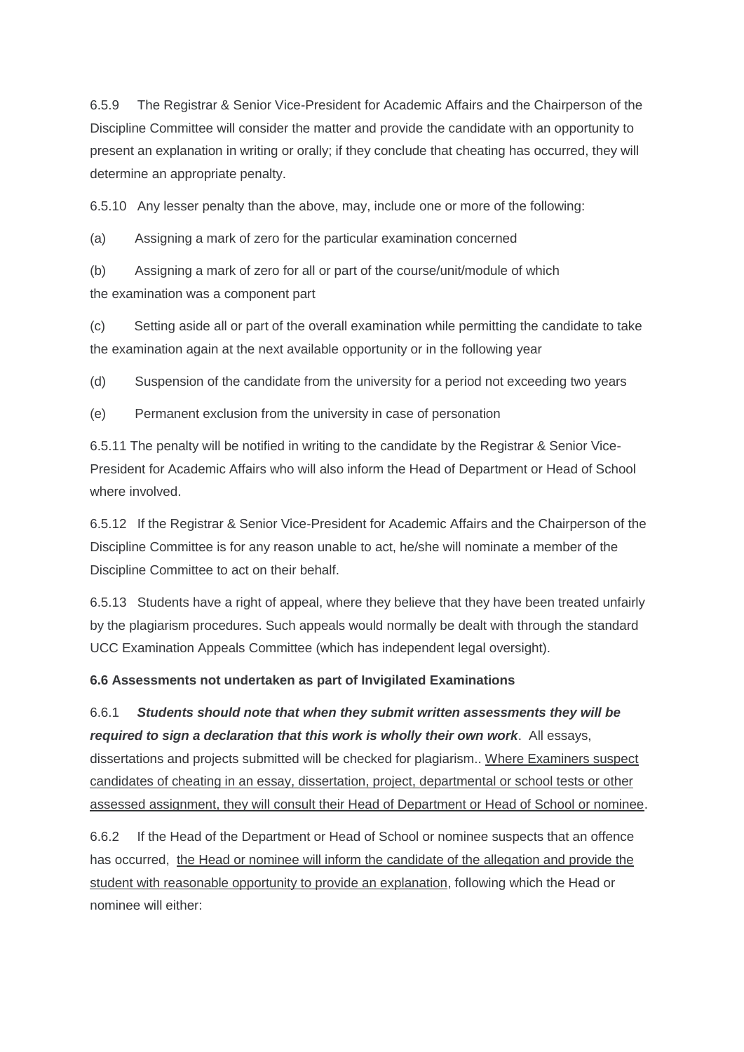6.5.9 The Registrar & Senior Vice-President for Academic Affairs and the Chairperson of the Discipline Committee will consider the matter and provide the candidate with an opportunity to present an explanation in writing or orally; if they conclude that cheating has occurred, they will determine an appropriate penalty.

6.5.10 Any lesser penalty than the above, may, include one or more of the following:

(a) Assigning a mark of zero for the particular examination concerned

(b) Assigning a mark of zero for all or part of the course/unit/module of which the examination was a component part

(c) Setting aside all or part of the overall examination while permitting the candidate to take the examination again at the next available opportunity or in the following year

(d) Suspension of the candidate from the university for a period not exceeding two years

(e) Permanent exclusion from the university in case of personation

6.5.11 The penalty will be notified in writing to the candidate by the Registrar & Senior Vice-President for Academic Affairs who will also inform the Head of Department or Head of School where involved.

6.5.12 If the Registrar & Senior Vice-President for Academic Affairs and the Chairperson of the Discipline Committee is for any reason unable to act, he/she will nominate a member of the Discipline Committee to act on their behalf.

6.5.13 Students have a right of appeal, where they believe that they have been treated unfairly by the plagiarism procedures. Such appeals would normally be dealt with through the standard UCC Examination Appeals Committee (which has independent legal oversight).

**6.6 Assessments not undertaken as part of Invigilated Examinations**

6.6.1 ***Students should note that when they submit written assessments they will be required to sign a declaration that this work is wholly their own work***. All essays, dissertations and projects submitted will be checked for plagiarism.. Where Examiners suspect candidates of cheating in an essay, dissertation, project, departmental or school tests or other assessed assignment, they will consult their Head of Department or Head of School or nominee.

6.6.2 If the Head of the Department or Head of School or nominee suspects that an offence has occurred, the Head or nominee will inform the candidate of the allegation and provide the student with reasonable opportunity to provide an explanation, following which the Head or nominee will either: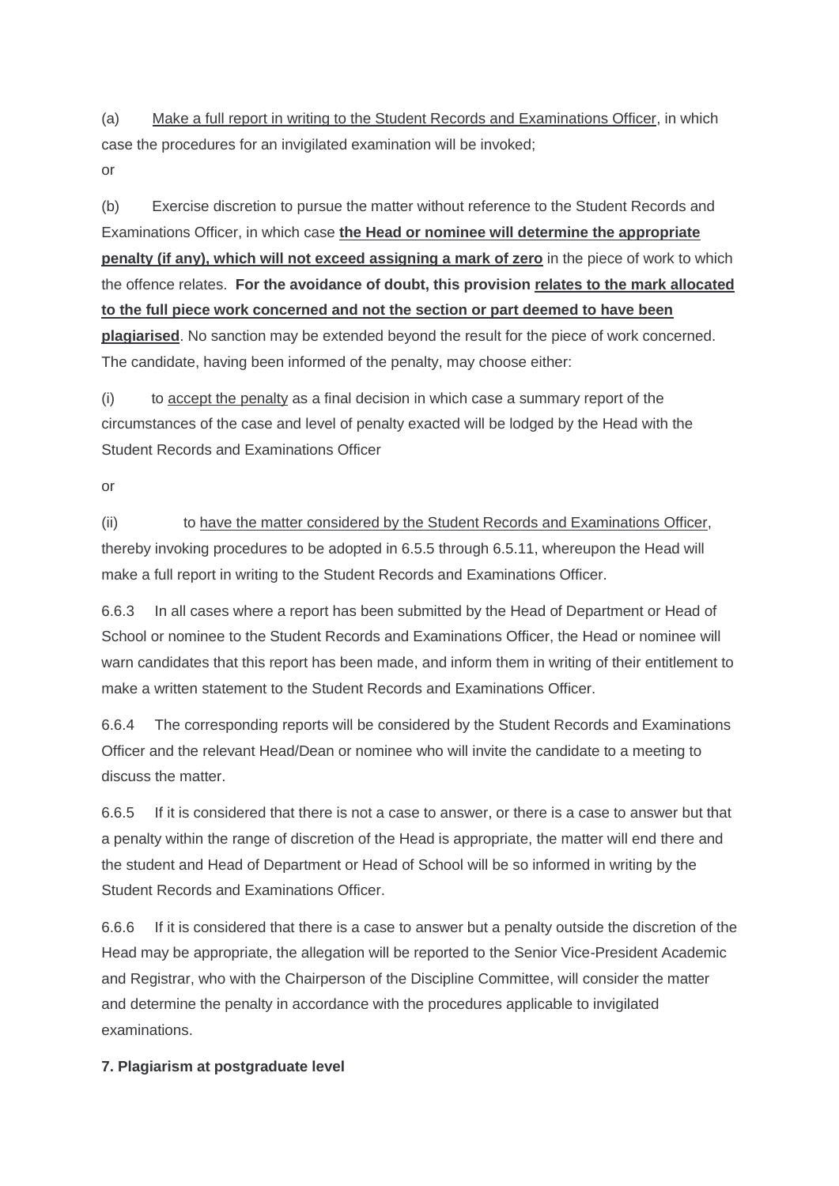(a) Make a full report in writing to the Student Records and Examinations Officer, in which case the procedures for an invigilated examination will be invoked;

or

(b) Exercise discretion to pursue the matter without reference to the Student Records and Examinations Officer, in which case **the Head or nominee will determine the appropriate penalty (if any), which will not exceed assigning a mark of zero** in the piece of work to which the offence relates. **For the avoidance of doubt, this provision relates to the mark allocated to the full piece work concerned and not the section or part deemed to have been plagiarised**. No sanction may be extended beyond the result for the piece of work concerned. The candidate, having been informed of the penalty, may choose either:

(i) to accept the penalty as a final decision in which case a summary report of the circumstances of the case and level of penalty exacted will be lodged by the Head with the Student Records and Examinations Officer

or

(ii) to have the matter considered by the Student Records and Examinations Officer, thereby invoking procedures to be adopted in 6.5.5 through 6.5.11, whereupon the Head will make a full report in writing to the Student Records and Examinations Officer.

6.6.3 In all cases where a report has been submitted by the Head of Department or Head of School or nominee to the Student Records and Examinations Officer, the Head or nominee will warn candidates that this report has been made, and inform them in writing of their entitlement to make a written statement to the Student Records and Examinations Officer.

6.6.4 The corresponding reports will be considered by the Student Records and Examinations Officer and the relevant Head/Dean or nominee who will invite the candidate to a meeting to discuss the matter.

6.6.5 If it is considered that there is not a case to answer, or there is a case to answer but that a penalty within the range of discretion of the Head is appropriate, the matter will end there and the student and Head of Department or Head of School will be so informed in writing by the Student Records and Examinations Officer.

6.6.6 If it is considered that there is a case to answer but a penalty outside the discretion of the Head may be appropriate, the allegation will be reported to the Senior Vice-President Academic and Registrar, who with the Chairperson of the Discipline Committee, will consider the matter and determine the penalty in accordance with the procedures applicable to invigilated examinations.

**7. Plagiarism at postgraduate level**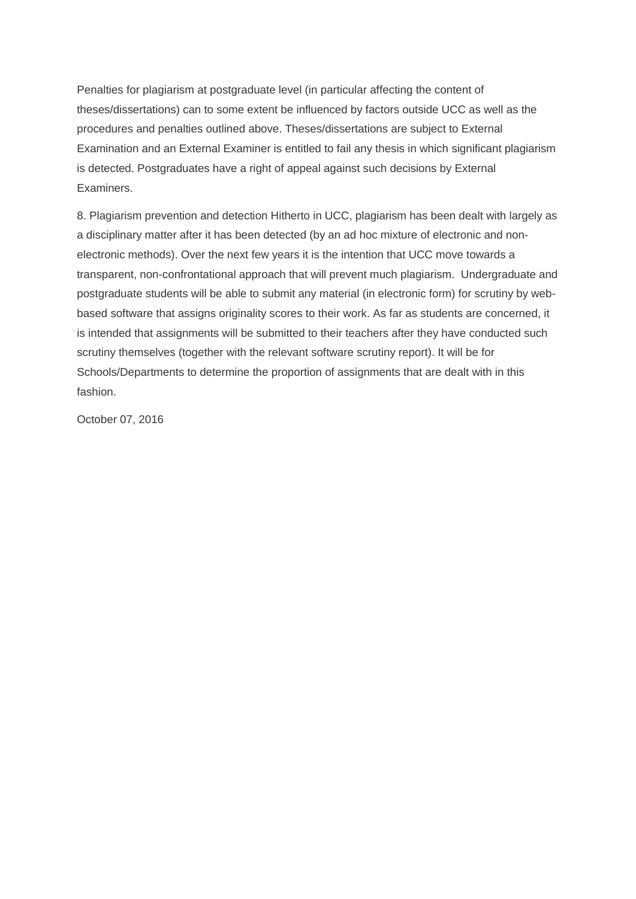Penalties for plagiarism at postgraduate level (in particular affecting the content of theses/dissertations) can to some extent be influenced by factors outside UCC as well as the procedures and penalties outlined above. Theses/dissertations are subject to External Examination and an External Examiner is entitled to fail any thesis in which significant plagiarism is detected. Postgraduates have a right of appeal against such decisions by External Examiners.

8. Plagiarism prevention and detection Hitherto in UCC, plagiarism has been dealt with largely as a disciplinary matter after it has been detected (by an ad hoc mixture of electronic and non-electronic methods). Over the next few years it is the intention that UCC move towards a transparent, non-confrontational approach that will prevent much plagiarism. Undergraduate and postgraduate students will be able to submit any material (in electronic form) for scrutiny by web-based software that assigns originality scores to their work. As far as students are concerned, it is intended that assignments will be submitted to their teachers after they have conducted such scrutiny themselves (together with the relevant software scrutiny report). It will be for Schools/Departments to determine the proportion of assignments that are dealt with in this fashion.

October 07, 2016